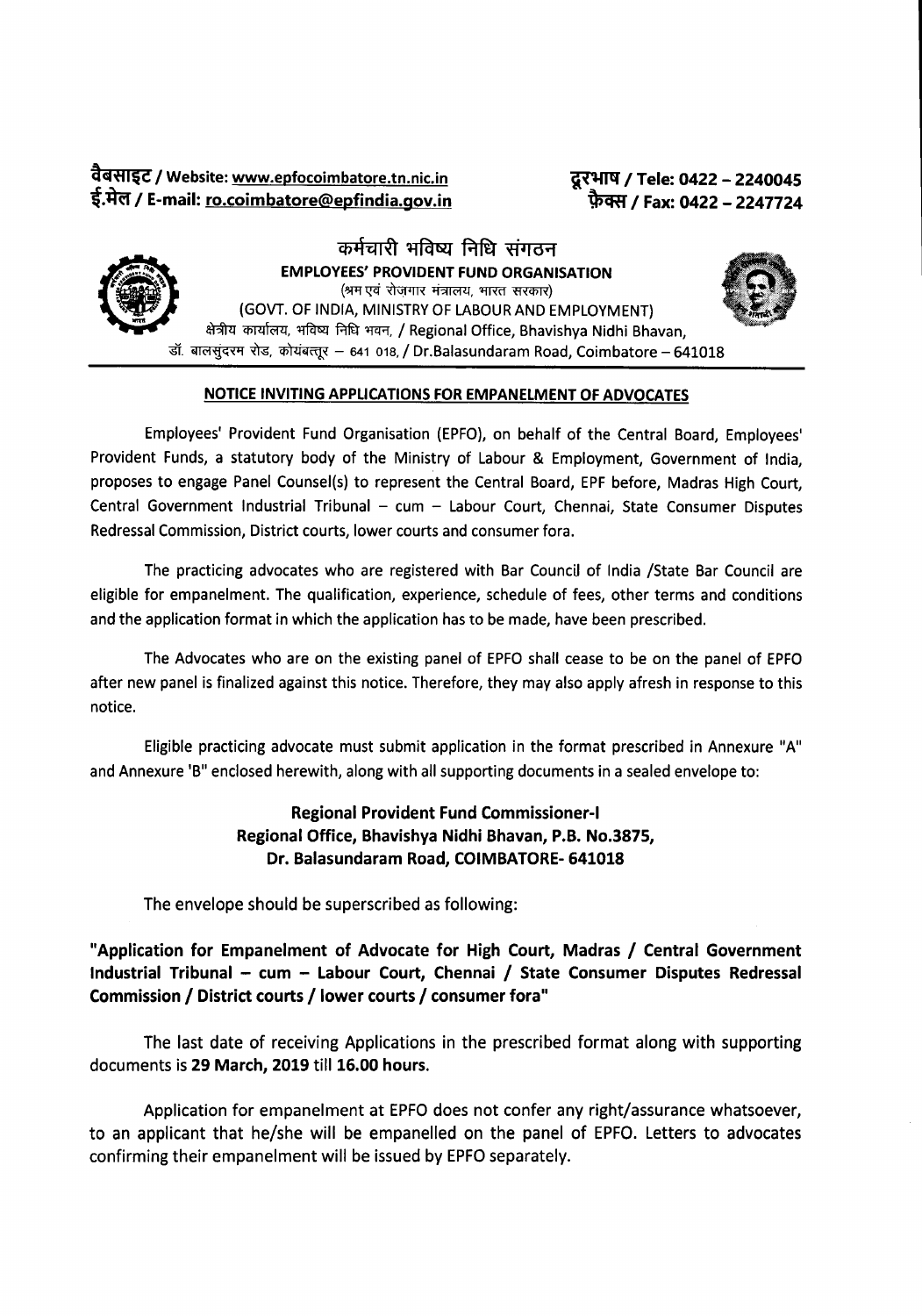वैबसाइट / Website: www.epfocoimbatore.tn.nic.in
ई.मेल / E-mail: ro.coimbatore@epfindia.gov.in

दूरभाष / Tele: 0422 – 2240045
फ़ैक्स / Fax: 0422 – 2247724

कर्मचारी भविष्य निधि संगठन
**EMPLOYEES' PROVIDENT FUND ORGANISATION**
(श्रम एवं रोजगार मंत्रालय, भारत सरकार)
(GOVT. OF INDIA, MINISTRY OF LABOUR AND EMPLOYMENT)
क्षेत्रीय कार्यालय, भविष्य निधि भवन, / Regional Office, Bhavishya Nidhi Bhavan,
डॉ. बालसुंदरम रोड, कोयंबत्तूर – 641 018, / Dr.Balasundaram Road, Coimbatore – 641018

## NOTICE INVITING APPLICATIONS FOR EMPANELMENT OF ADVOCATES

Employees' Provident Fund Organisation (EPFO), on behalf of the Central Board, Employees' Provident Funds, a statutory body of the Ministry of Labour & Employment, Government of India, proposes to engage Panel Counsel(s) to represent the Central Board, EPF before, Madras High Court, Central Government Industrial Tribunal – cum – Labour Court, Chennai, State Consumer Disputes Redressal Commission, District courts, lower courts and consumer fora.

The practicing advocates who are registered with Bar Council of India /State Bar Council are eligible for empanelment. The qualification, experience, schedule of fees, other terms and conditions and the application format in which the application has to be made, have been prescribed.

The Advocates who are on the existing panel of EPFO shall cease to be on the panel of EPFO after new panel is finalized against this notice. Therefore, they may also apply afresh in response to this notice.

Eligible practicing advocate must submit application in the format prescribed in Annexure "A" and Annexure 'B" enclosed herewith, along with all supporting documents in a sealed envelope to:

**Regional Provident Fund Commissioner-I**
**Regional Office, Bhavishya Nidhi Bhavan, P.B. No.3875,**
**Dr. Balasundaram Road, COIMBATORE- 641018**

The envelope should be superscribed as following:

**"Application for Empanelment of Advocate for High Court, Madras / Central Government Industrial Tribunal – cum – Labour Court, Chennai / State Consumer Disputes Redressal Commission / District courts / lower courts / consumer fora"**

The last date of receiving Applications in the prescribed format along with supporting documents is **29 March, 2019** till **16.00 hours.**

Application for empanelment at EPFO does not confer any right/assurance whatsoever, to an applicant that he/she will be empanelled on the panel of EPFO. Letters to advocates confirming their empanelment will be issued by EPFO separately.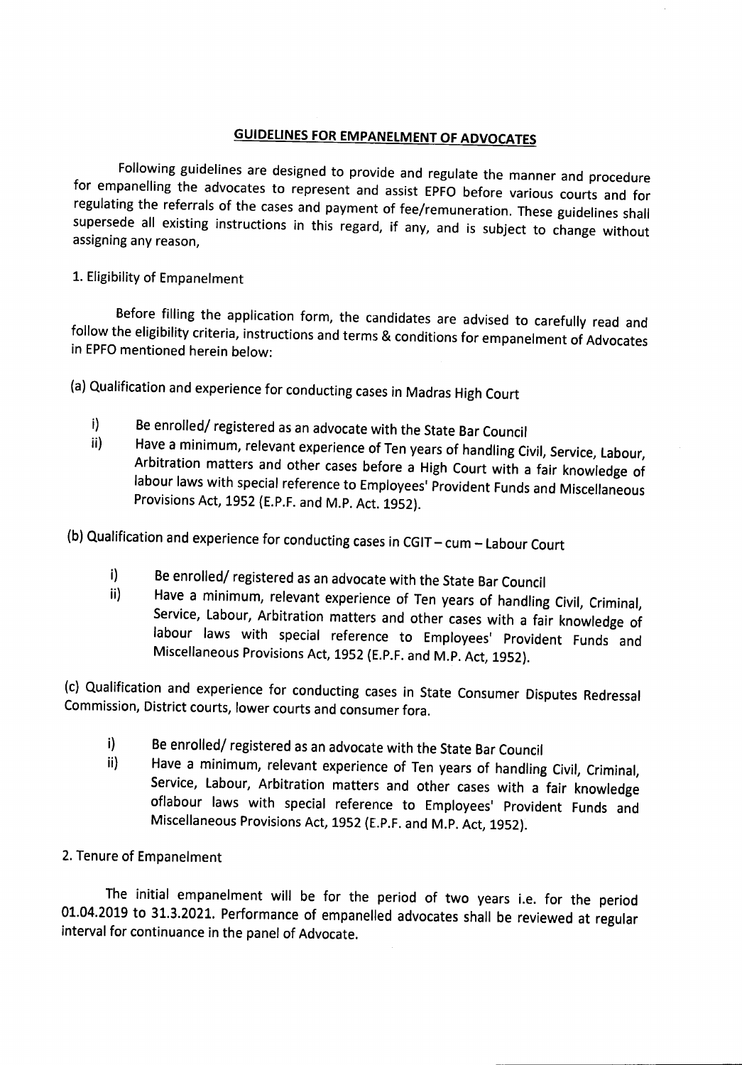## GUIDELINES FOR EMPANELMENT OF ADVOCATES

Following guidelines are designed to provide and regulate the manner and procedure for empanelling the advocates to represent and assist EPFO before various courts and for regulating the referrals of the cases and payment of fee/remuneration. These guidelines shall supersede all existing instructions in this regard, if any, and is subject to change without assigning any reason,

1. Eligibility of Empanelment

Before filling the application form, the candidates are advised to carefully read and follow the eligibility criteria, instructions and terms & conditions for empanelment of Advocates in EPFO mentioned herein below:

(a) Qualification and experience for conducting cases in Madras High Court

- i) Be enrolled/ registered as an advocate with the State Bar Council
- ii) Have a minimum, relevant experience of Ten years of handling Civil, Service, Labour, Arbitration matters and other cases before a High Court with a fair knowledge of labour laws with special reference to Employees' Provident Funds and Miscellaneous Provisions Act, 1952 (E.P.F. and M.P. Act. 1952).

(b) Qualification and experience for conducting cases in CGIT – cum – Labour Court

- i) Be enrolled/ registered as an advocate with the State Bar Council
- ii) Have a minimum, relevant experience of Ten years of handling Civil, Criminal, Service, Labour, Arbitration matters and other cases with a fair knowledge of labour laws with special reference to Employees' Provident Funds and Miscellaneous Provisions Act, 1952 (E.P.F. and M.P. Act, 1952).

(c) Qualification and experience for conducting cases in State Consumer Disputes Redressal Commission, District courts, lower courts and consumer fora.

- i) Be enrolled/ registered as an advocate with the State Bar Council
- ii) Have a minimum, relevant experience of Ten years of handling Civil, Criminal, Service, Labour, Arbitration matters and other cases with a fair knowledge oflabour laws with special reference to Employees' Provident Funds and Miscellaneous Provisions Act, 1952 (E.P.F. and M.P. Act, 1952).

2. Tenure of Empanelment

The initial empanelment will be for the period of two years i.e. for the period 01.04.2019 to 31.3.2021. Performance of empanelled advocates shall be reviewed at regular interval for continuance in the panel of Advocate.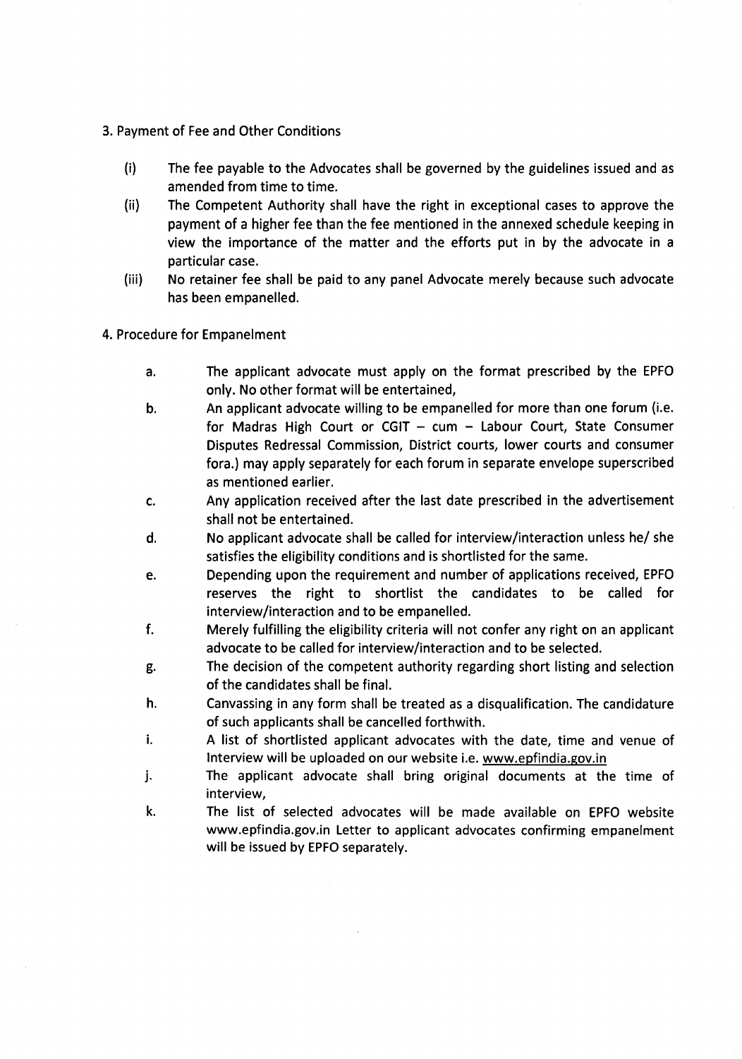3. Payment of Fee and Other Conditions

(i) The fee payable to the Advocates shall be governed by the guidelines issued and as amended from time to time.

(ii) The Competent Authority shall have the right in exceptional cases to approve the payment of a higher fee than the fee mentioned in the annexed schedule keeping in view the importance of the matter and the efforts put in by the advocate in a particular case.

(iii) No retainer fee shall be paid to any panel Advocate merely because such advocate has been empanelled.

4. Procedure for Empanelment

a. The applicant advocate must apply on the format prescribed by the EPFO only. No other format will be entertained,

b. An applicant advocate willing to be empanelled for more than one forum (i.e. for Madras High Court or CGIT – cum – Labour Court, State Consumer Disputes Redressal Commission, District courts, lower courts and consumer fora.) may apply separately for each forum in separate envelope superscribed as mentioned earlier.

c. Any application received after the last date prescribed in the advertisement shall not be entertained.

d. No applicant advocate shall be called for interview/interaction unless he/ she satisfies the eligibility conditions and is shortlisted for the same.

e. Depending upon the requirement and number of applications received, EPFO reserves the right to shortlist the candidates to be called for interview/interaction and to be empanelled.

f. Merely fulfilling the eligibility criteria will not confer any right on an applicant advocate to be called for interview/interaction and to be selected.

g. The decision of the competent authority regarding short listing and selection of the candidates shall be final.

h. Canvassing in any form shall be treated as a disqualification. The candidature of such applicants shall be cancelled forthwith.

i. A list of shortlisted applicant advocates with the date, time and venue of Interview will be uploaded on our website i.e. www.epfindia.gov.in

j. The applicant advocate shall bring original documents at the time of interview,

k. The list of selected advocates will be made available on EPFO website www.epfindia.gov.in Letter to applicant advocates confirming empanelment will be issued by EPFO separately.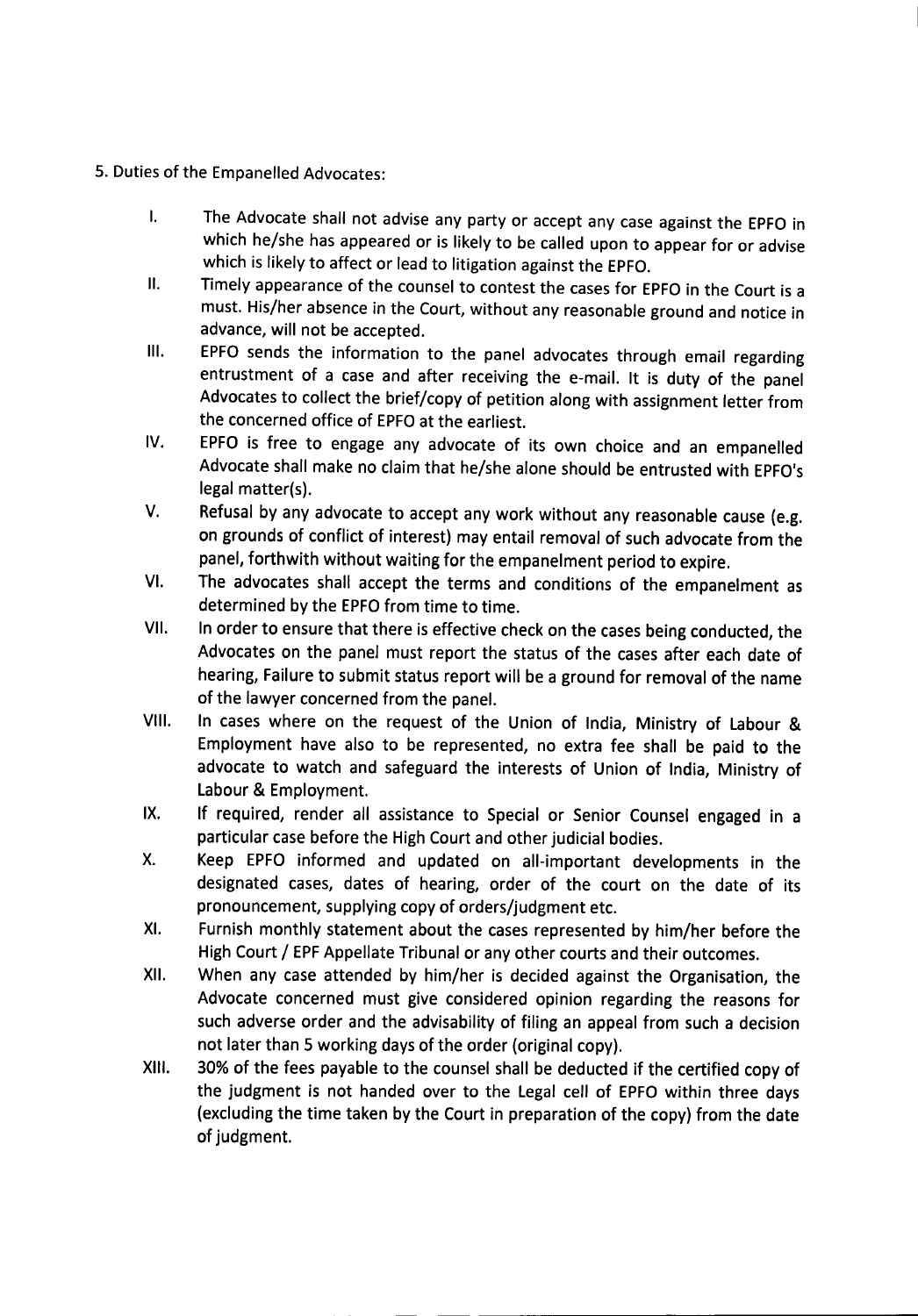5. Duties of the Empanelled Advocates:

I. The Advocate shall not advise any party or accept any case against the EPFO in which he/she has appeared or is likely to be called upon to appear for or advise which is likely to affect or lead to litigation against the EPFO.

II. Timely appearance of the counsel to contest the cases for EPFO in the Court is a must. His/her absence in the Court, without any reasonable ground and notice in advance, will not be accepted.

III. EPFO sends the information to the panel advocates through email regarding entrustment of a case and after receiving the e-mail. It is duty of the panel Advocates to collect the brief/copy of petition along with assignment letter from the concerned office of EPFO at the earliest.

IV. EPFO is free to engage any advocate of its own choice and an empanelled Advocate shall make no claim that he/she alone should be entrusted with EPFO's legal matter(s).

V. Refusal by any advocate to accept any work without any reasonable cause (e.g. on grounds of conflict of interest) may entail removal of such advocate from the panel, forthwith without waiting for the empanelment period to expire.

VI. The advocates shall accept the terms and conditions of the empanelment as determined by the EPFO from time to time.

VII. In order to ensure that there is effective check on the cases being conducted, the Advocates on the panel must report the status of the cases after each date of hearing, Failure to submit status report will be a ground for removal of the name of the lawyer concerned from the panel.

VIII. In cases where on the request of the Union of India, Ministry of Labour & Employment have also to be represented, no extra fee shall be paid to the advocate to watch and safeguard the interests of Union of India, Ministry of Labour & Employment.

IX. If required, render all assistance to Special or Senior Counsel engaged in a particular case before the High Court and other judicial bodies.

X. Keep EPFO informed and updated on all-important developments in the designated cases, dates of hearing, order of the court on the date of its pronouncement, supplying copy of orders/judgment etc.

XI. Furnish monthly statement about the cases represented by him/her before the High Court / EPF Appellate Tribunal or any other courts and their outcomes.

XII. When any case attended by him/her is decided against the Organisation, the Advocate concerned must give considered opinion regarding the reasons for such adverse order and the advisability of filing an appeal from such a decision not later than 5 working days of the order (original copy).

XIII. 30% of the fees payable to the counsel shall be deducted if the certified copy of the judgment is not handed over to the Legal cell of EPFO within three days (excluding the time taken by the Court in preparation of the copy) from the date of judgment.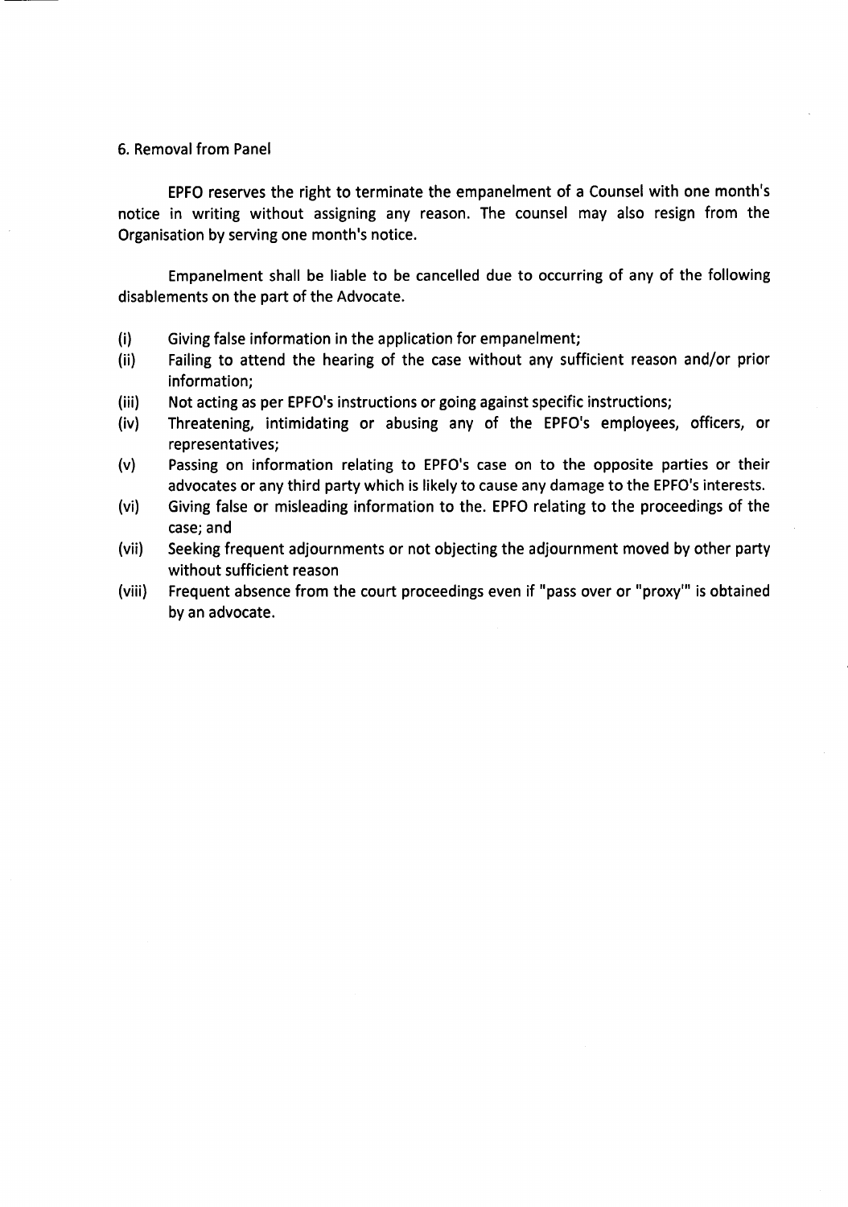6. Removal from Panel

EPFO reserves the right to terminate the empanelment of a Counsel with one month's notice in writing without assigning any reason. The counsel may also resign from the Organisation by serving one month's notice.

Empanelment shall be liable to be cancelled due to occurring of any of the following disablements on the part of the Advocate.

(i) Giving false information in the application for empanelment;

(ii) Failing to attend the hearing of the case without any sufficient reason and/or prior information;

(iii) Not acting as per EPFO's instructions or going against specific instructions;

(iv) Threatening, intimidating or abusing any of the EPFO's employees, officers, or representatives;

(v) Passing on information relating to EPFO's case on to the opposite parties or their advocates or any third party which is likely to cause any damage to the EPFO's interests.

(vi) Giving false or misleading information to the. EPFO relating to the proceedings of the case; and

(vii) Seeking frequent adjournments or not objecting the adjournment moved by other party without sufficient reason

(viii) Frequent absence from the court proceedings even if "pass over or "proxy'" is obtained by an advocate.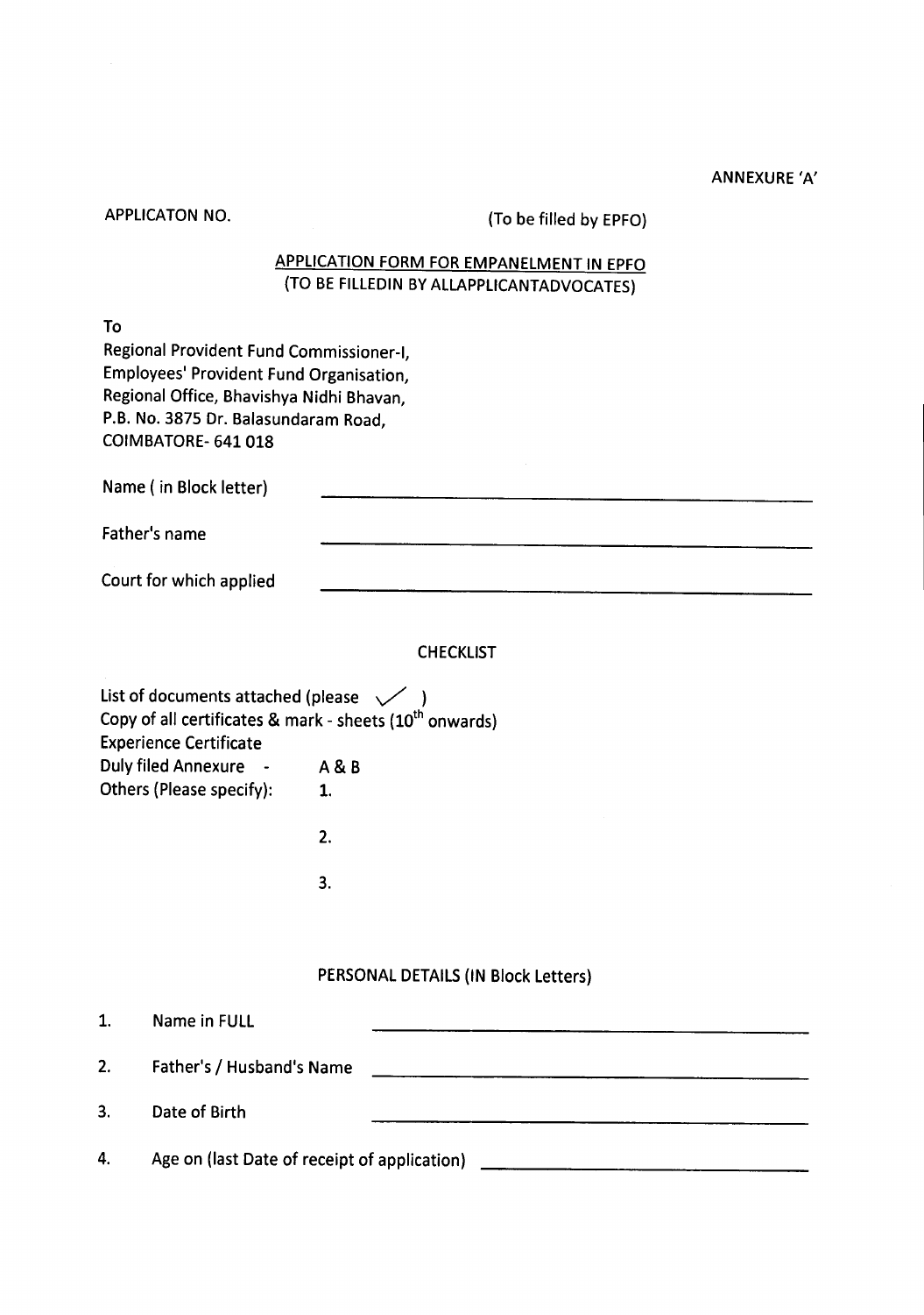ANNEXURE 'A'

APPLICATON NO. (To be filled by EPFO)

## APPLICATION FORM FOR EMPANELMENT IN EPFO
(TO BE FILLEDIN BY ALLAPPLICANTADVOCATES)

To
Regional Provident Fund Commissioner-I,
Employees' Provident Fund Organisation,
Regional Office, Bhavishya Nidhi Bhavan,
P.B. No. 3875 Dr. Balasundaram Road,
COIMBATORE- 641 018

Name ( in Block letter) \_\_\_\_\_\_\_\_\_\_\_\_\_\_\_\_\_\_\_\_\_\_\_\_\_\_\_\_\_\_\_\_

Father's name \_\_\_\_\_\_\_\_\_\_\_\_\_\_\_\_\_\_\_\_\_\_\_\_\_\_\_\_\_\_\_\_

Court for which applied \_\_\_\_\_\_\_\_\_\_\_\_\_\_\_\_\_\_\_\_\_\_\_\_\_\_\_\_\_\_\_\_

### CHECKLIST

List of documents attached (please ✓ )
Copy of all certificates & mark - sheets ($10^{th}$ onwards)
Experience Certificate
Duly filed Annexure - A & B
Others (Please specify): 1.

2.

3.

### PERSONAL DETAILS (IN Block Letters)

1. Name in FULL \_\_\_\_\_\_\_\_\_\_\_\_\_\_\_\_\_\_\_\_\_\_\_\_\_\_\_\_\_\_\_\_
2. Father's / Husband's Name \_\_\_\_\_\_\_\_\_\_\_\_\_\_\_\_\_\_\_\_\_\_\_\_\_\_\_\_\_\_\_\_
3. Date of Birth \_\_\_\_\_\_\_\_\_\_\_\_\_\_\_\_\_\_\_\_\_\_\_\_\_\_\_\_\_\_\_\_
4. Age on (last Date of receipt of application) \_\_\_\_\_\_\_\_\_\_\_\_\_\_\_\_\_\_\_\_\_\_\_\_\_\_\_\_\_\_\_\_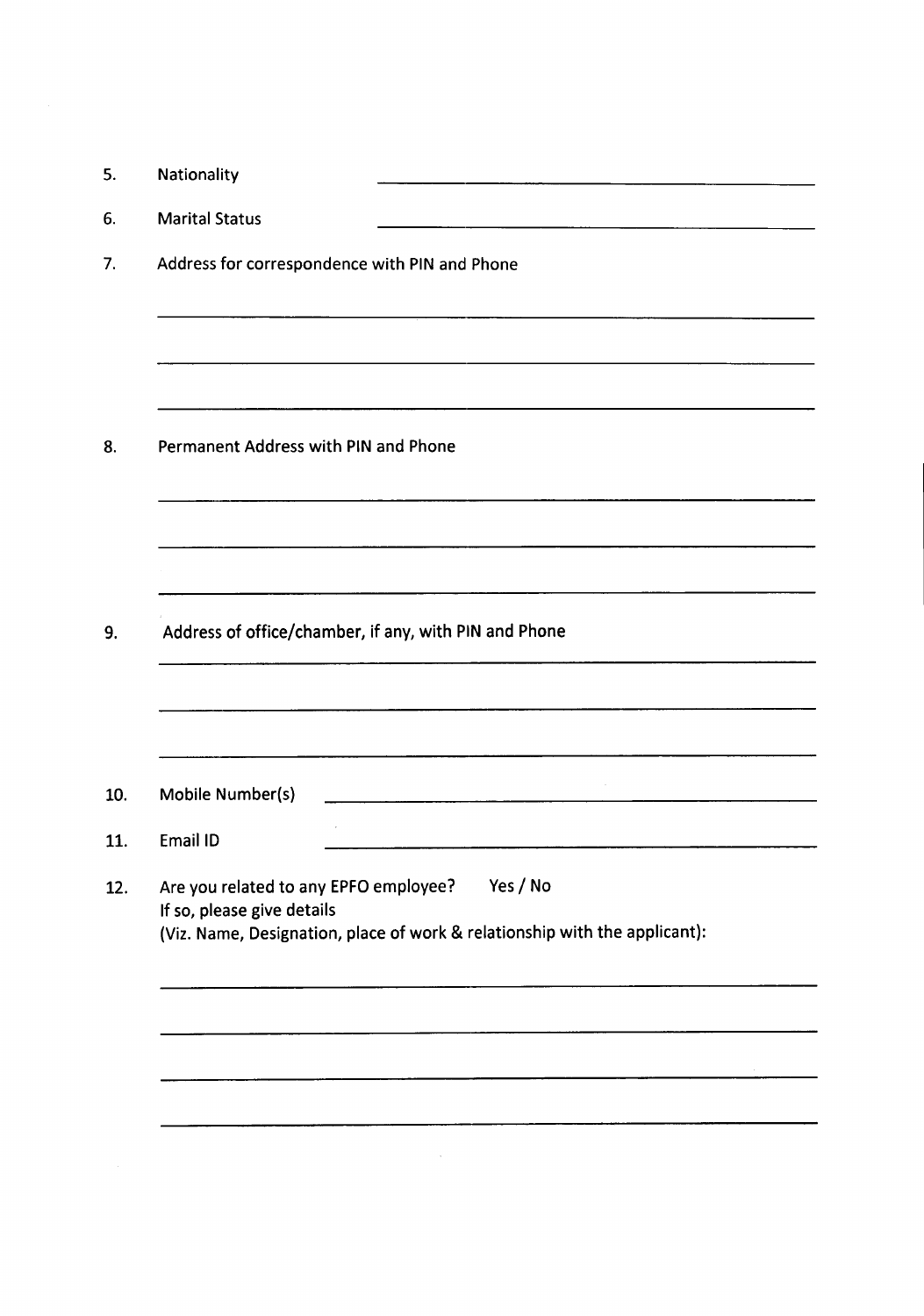5. Nationality ______________________________

6. Marital Status ______________________________

7. Address for correspondence with PIN and Phone

______________________________________________

______________________________________________

______________________________________________

8. Permanent Address with PIN and Phone

______________________________________________

______________________________________________

______________________________________________

9. Address of office/chamber, if any, with PIN and Phone

______________________________________________

______________________________________________

______________________________________________

10. Mobile Number(s) ______________________________

11. Email ID ______________________________

12. Are you related to any EPFO employee? Yes / No
    If so, please give details
    (Viz. Name, Designation, place of work & relationship with the applicant):

______________________________________________

______________________________________________

______________________________________________

______________________________________________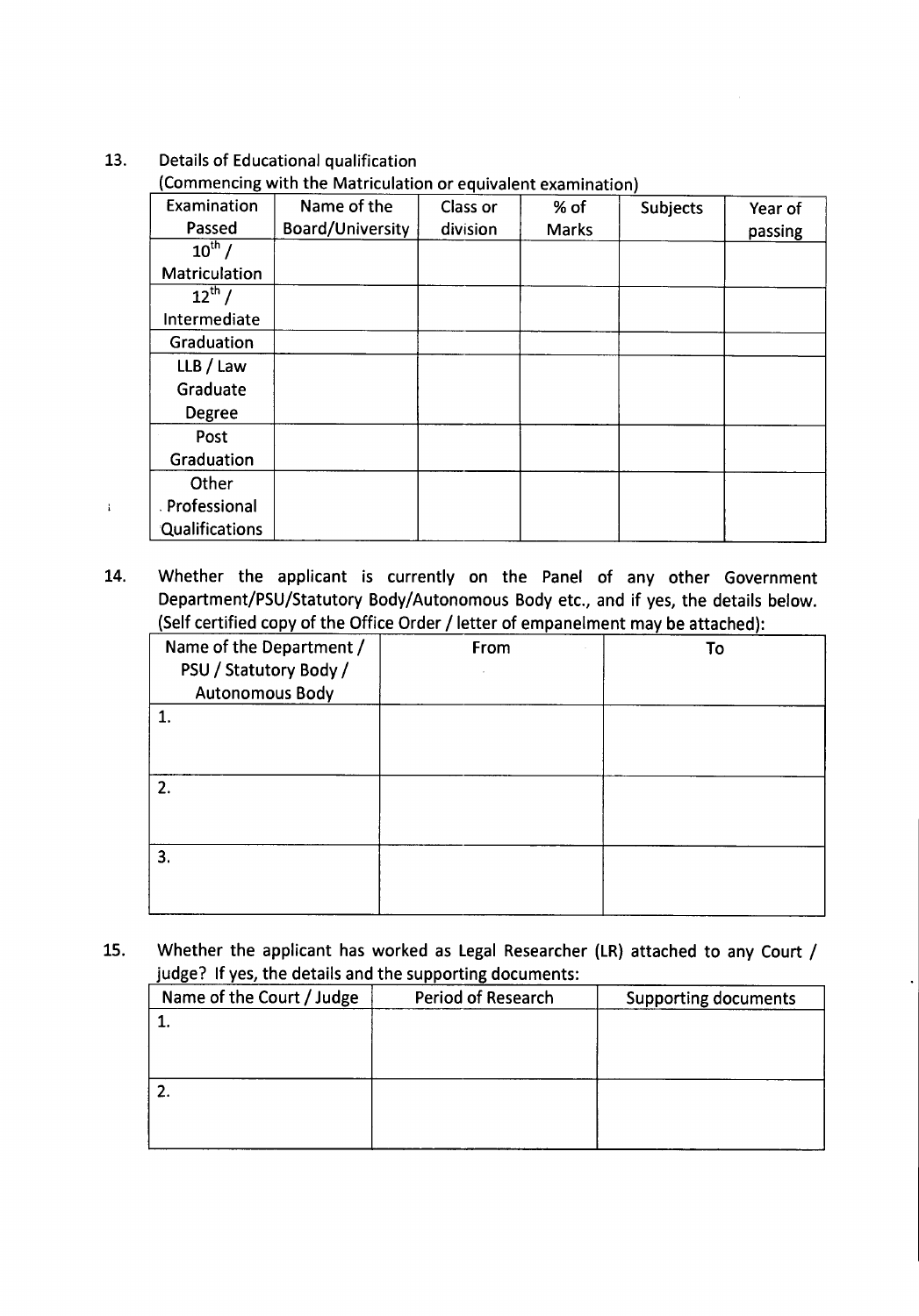13. Details of Educational qualification
(Commencing with the Matriculation or equivalent examination)

| Examination Passed | Name of the Board/University | Class or division | % of Marks | Subjects | Year of passing |
|---|---|---|---|---|---|
| $10^{th}$ / Matriculation | | | | | |
| $12^{th}$ / Intermediate | | | | | |
| Graduation | | | | | |
| LLB / Law Graduate Degree | | | | | |
| Post Graduation | | | | | |
| Other Professional Qualifications | | | | | |

14. Whether the applicant is currently on the Panel of any other Government Department/PSU/Statutory Body/Autonomous Body etc., and if yes, the details below. (Self certified copy of the Office Order / letter of empanelment may be attached):

| Name of the Department / PSU / Statutory Body / Autonomous Body | From | To |
|---|---|---|
| 1. | | |
| 2. | | |
| 3. | | |

15. Whether the applicant has worked as Legal Researcher (LR) attached to any Court / judge? If yes, the details and the supporting documents:

| Name of the Court / Judge | Period of Research | Supporting documents |
|---|---|---|
| 1. | | |
| 2. | | |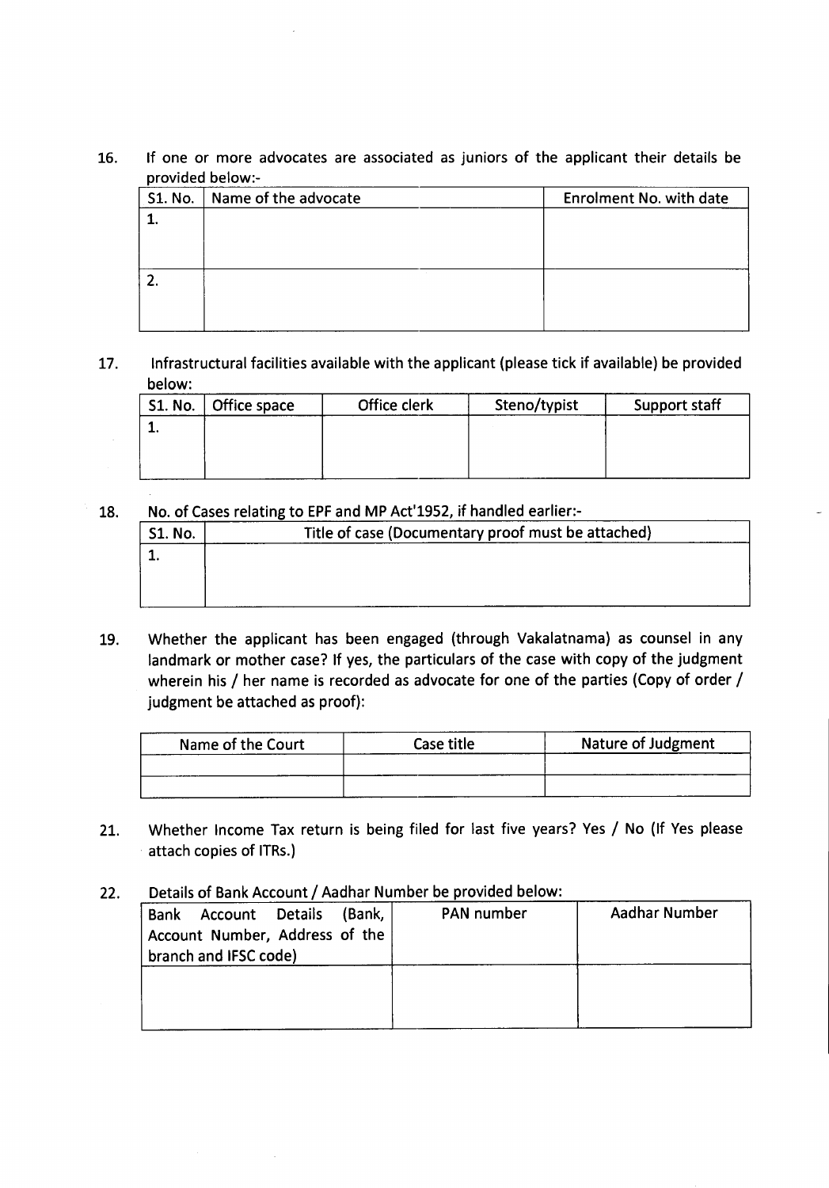16. If one or more advocates are associated as juniors of the applicant their details be provided below:-

| Sl. No. | Name of the advocate | Enrolment No. with date |
|---|---|---|
| 1. | | |
| 2. | | |

17. Infrastructural facilities available with the applicant (please tick if available) be provided below:

| Sl. No. | Office space | Office clerk | Steno/typist | Support staff |
|---|---|---|---|---|
| 1. | | | | |

18. No. of Cases relating to EPF and MP Act'1952, if handled earlier:-

| Sl. No. | Title of case (Documentary proof must be attached) |
|---|---|
| 1. | |

19. Whether the applicant has been engaged (through Vakalatnama) as counsel in any landmark or mother case? If yes, the particulars of the case with copy of the judgment wherein his / her name is recorded as advocate for one of the parties (Copy of order / judgment be attached as proof):

| Name of the Court | Case title | Nature of Judgment |
|---|---|---|
| | | |
| | | |

21. Whether Income Tax return is being filed for last five years? Yes / No (If Yes please attach copies of ITRs.)

22. Details of Bank Account / Aadhar Number be provided below:

| Bank Account Details (Bank, Account Number, Address of the branch and IFSC code) | PAN number | Aadhar Number |
|---|---|---|
| | | |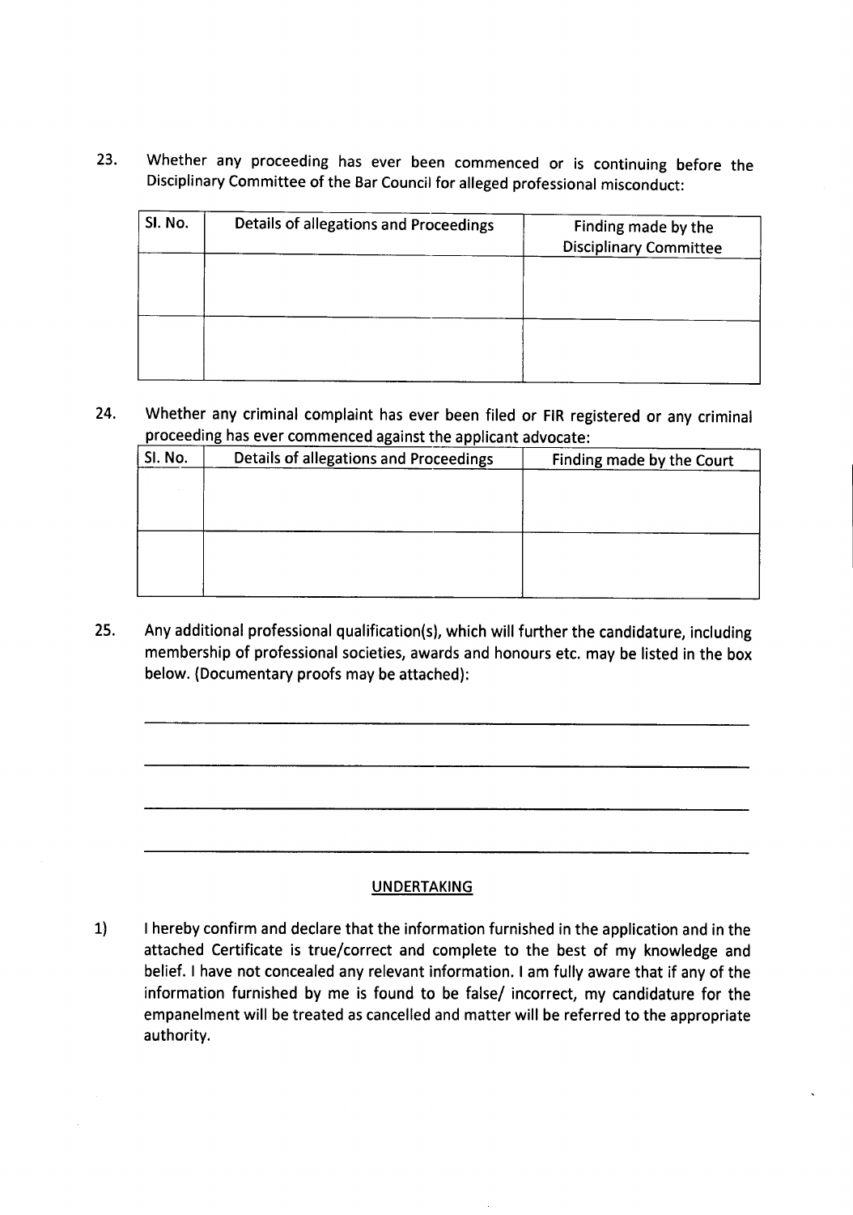23. Whether any proceeding has ever been commenced or is continuing before the Disciplinary Committee of the Bar Council for alleged professional misconduct:

| Sl. No. | Details of allegations and Proceedings | Finding made by the Disciplinary Committee |
|---|---|---|
| | | |
| | | |

24. Whether any criminal complaint has ever been filed or FIR registered or any criminal proceeding has ever commenced against the applicant advocate:

| Sl. No. | Details of allegations and Proceedings | Finding made by the Court |
|---|---|---|
| | | |
| | | |

25. Any additional professional qualification(s), which will further the candidature, including membership of professional societies, awards and honours etc. may be listed in the box below. (Documentary proofs may be attached):

\_\_\_\_\_\_\_\_\_\_\_\_\_\_\_\_\_\_\_\_\_\_\_\_\_\_\_\_\_\_\_\_\_\_\_\_\_\_\_\_\_\_\_\_\_\_\_\_\_\_\_\_\_\_\_\_\_\_\_\_

\_\_\_\_\_\_\_\_\_\_\_\_\_\_\_\_\_\_\_\_\_\_\_\_\_\_\_\_\_\_\_\_\_\_\_\_\_\_\_\_\_\_\_\_\_\_\_\_\_\_\_\_\_\_\_\_\_\_\_\_

\_\_\_\_\_\_\_\_\_\_\_\_\_\_\_\_\_\_\_\_\_\_\_\_\_\_\_\_\_\_\_\_\_\_\_\_\_\_\_\_\_\_\_\_\_\_\_\_\_\_\_\_\_\_\_\_\_\_\_\_

\_\_\_\_\_\_\_\_\_\_\_\_\_\_\_\_\_\_\_\_\_\_\_\_\_\_\_\_\_\_\_\_\_\_\_\_\_\_\_\_\_\_\_\_\_\_\_\_\_\_\_\_\_\_\_\_\_\_\_\_

## UNDERTAKING

1) I hereby confirm and declare that the information furnished in the application and in the attached Certificate is true/correct and complete to the best of my knowledge and belief. I have not concealed any relevant information. I am fully aware that if any of the information furnished by me is found to be false/ incorrect, my candidature for the empanelment will be treated as cancelled and matter will be referred to the appropriate authority.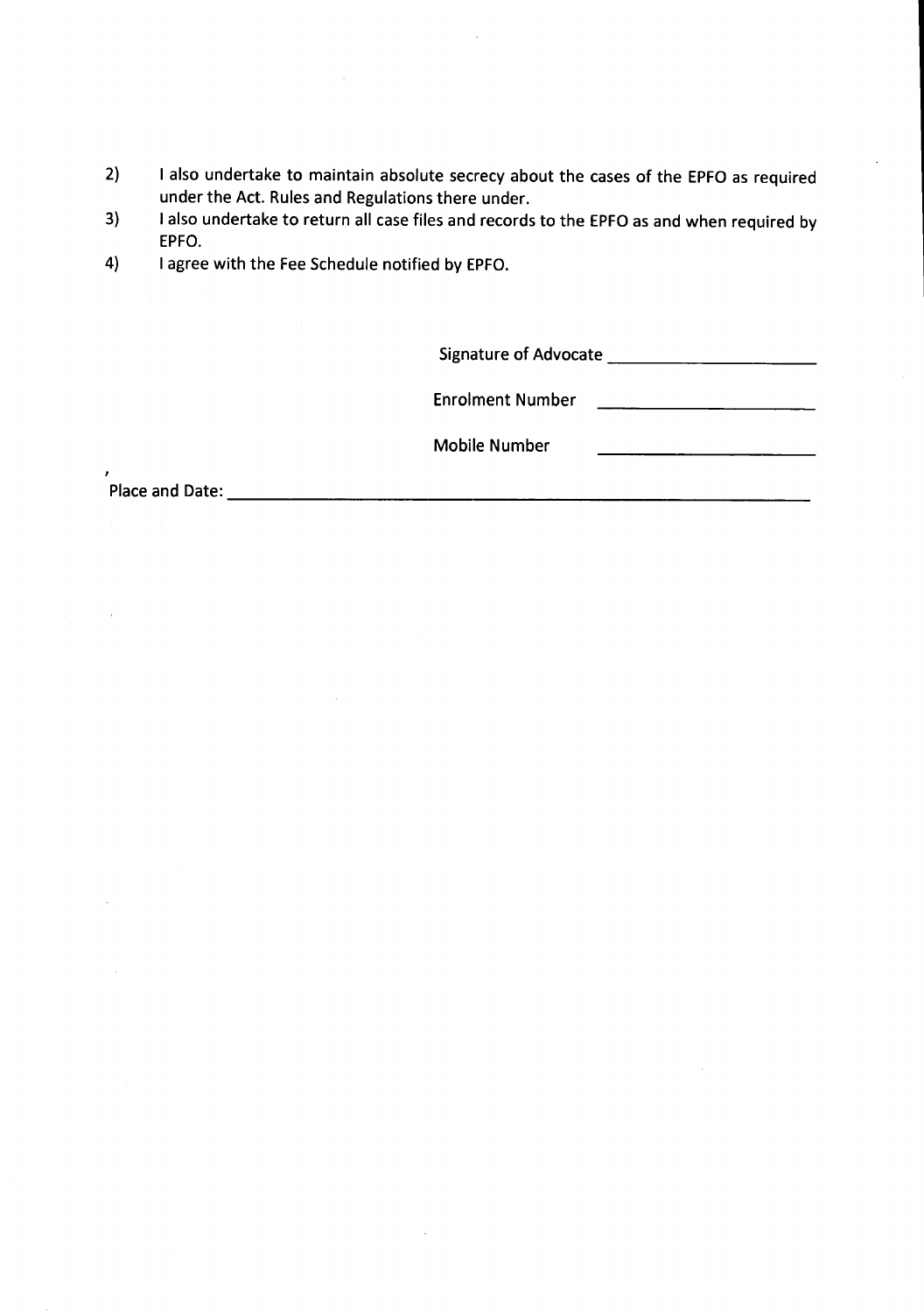2) I also undertake to maintain absolute secrecy about the cases of the EPFO as required under the Act. Rules and Regulations there under.
3) I also undertake to return all case files and records to the EPFO as and when required by EPFO.
4) I agree with the Fee Schedule notified by EPFO.

Signature of Advocate ______________________

Enrolment Number ______________________

Mobile Number ______________________

Place and Date: ______________________________________________________________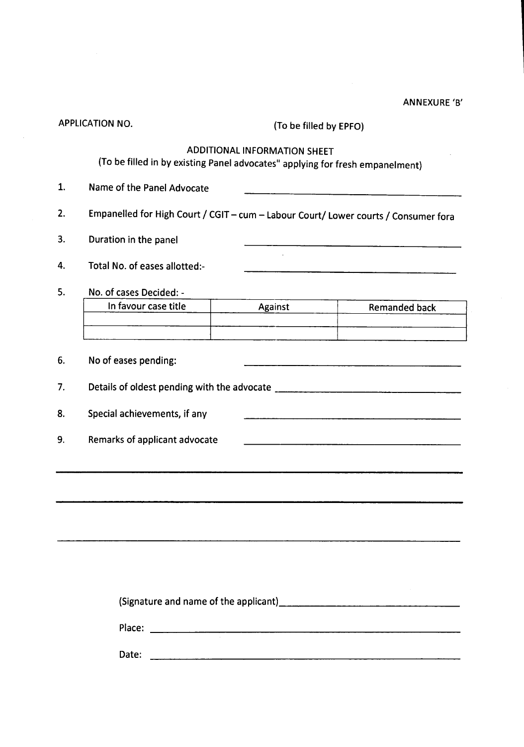ANNEXURE 'B'

APPLICATION NO. (To be filled by EPFO)

## ADDITIONAL INFORMATION SHEET

(To be filled in by existing Panel advocates" applying for fresh empanelment)

1. Name of the Panel Advocate \_\_\_\_\_\_\_\_\_\_\_\_\_\_\_\_\_\_\_\_

2. Empanelled for High Court / CGIT – cum – Labour Court/ Lower courts / Consumer fora

3. Duration in the panel \_\_\_\_\_\_\_\_\_\_\_\_\_\_\_\_\_\_\_\_

4. Total No. of eases allotted:- \_\_\_\_\_\_\_\_\_\_\_\_\_\_\_\_\_\_\_\_

5. No. of cases Decided: -

| In favour case title | Against | Remanded back |
|---|---|---|
| | | |
| | | |

6. No of eases pending: \_\_\_\_\_\_\_\_\_\_\_\_\_\_\_\_\_\_\_\_

7. Details of oldest pending with the advocate \_\_\_\_\_\_\_\_\_\_\_\_\_\_\_\_\_\_\_\_

8. Special achievements, if any \_\_\_\_\_\_\_\_\_\_\_\_\_\_\_\_\_\_\_\_

9. Remarks of applicant advocate \_\_\_\_\_\_\_\_\_\_\_\_\_\_\_\_\_\_\_\_

\_\_\_\_\_\_\_\_\_\_\_\_\_\_\_\_\_\_\_\_\_\_\_\_\_\_\_\_\_\_\_\_\_\_\_\_\_\_\_\_

\_\_\_\_\_\_\_\_\_\_\_\_\_\_\_\_\_\_\_\_\_\_\_\_\_\_\_\_\_\_\_\_\_\_\_\_\_\_\_\_

\_\_\_\_\_\_\_\_\_\_\_\_\_\_\_\_\_\_\_\_\_\_\_\_\_\_\_\_\_\_\_\_\_\_\_\_\_\_\_\_

(Signature and name of the applicant)\_\_\_\_\_\_\_\_\_\_\_\_\_\_\_\_\_\_\_\_

Place: \_\_\_\_\_\_\_\_\_\_\_\_\_\_\_\_\_\_\_\_

Date: \_\_\_\_\_\_\_\_\_\_\_\_\_\_\_\_\_\_\_\_